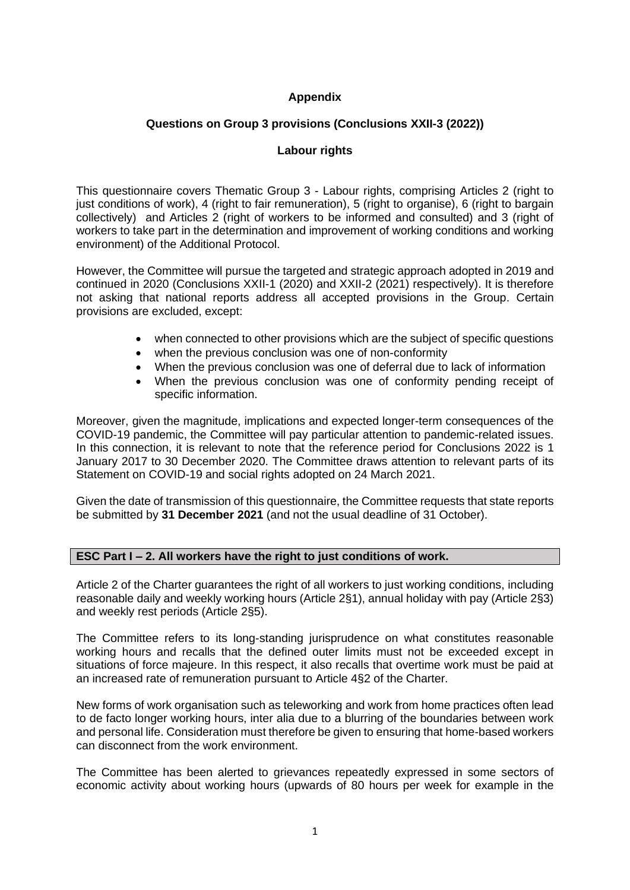**Appendix**

**Questions on Group 3 provisions (Conclusions XXII-3 (2022))**

**Labour rights**

This questionnaire covers Thematic Group 3 - Labour rights, comprising Articles 2 (right to just conditions of work), 4 (right to fair remuneration), 5 (right to organise), 6 (right to bargain collectively) and Articles 2 (right of workers to be informed and consulted) and 3 (right of workers to take part in the determination and improvement of working conditions and working environment) of the Additional Protocol.

However, the Committee will pursue the targeted and strategic approach adopted in 2019 and continued in 2020 (Conclusions XXII-1 (2020) and XXII-2 (2021) respectively). It is therefore not asking that national reports address all accepted provisions in the Group. Certain provisions are excluded, except:

- when connected to other provisions which are the subject of specific questions
- when the previous conclusion was one of non-conformity
- When the previous conclusion was one of deferral due to lack of information
- When the previous conclusion was one of conformity pending receipt of specific information.

Moreover, given the magnitude, implications and expected longer-term consequences of the COVID-19 pandemic, the Committee will pay particular attention to pandemic-related issues. In this connection, it is relevant to note that the reference period for Conclusions 2022 is 1 January 2017 to 30 December 2020. The Committee draws attention to relevant parts of its Statement on COVID-19 and social rights adopted on 24 March 2021.

Given the date of transmission of this questionnaire, the Committee requests that state reports be submitted by **31 December 2021** (and not the usual deadline of 31 October).

## ESC Part I – 2. All workers have the right to just conditions of work.

Article 2 of the Charter guarantees the right of all workers to just working conditions, including reasonable daily and weekly working hours (Article 2§1), annual holiday with pay (Article 2§3) and weekly rest periods (Article 2§5).

The Committee refers to its long-standing jurisprudence on what constitutes reasonable working hours and recalls that the defined outer limits must not be exceeded except in situations of force majeure. In this respect, it also recalls that overtime work must be paid at an increased rate of remuneration pursuant to Article 4§2 of the Charter.

New forms of work organisation such as teleworking and work from home practices often lead to de facto longer working hours, inter alia due to a blurring of the boundaries between work and personal life. Consideration must therefore be given to ensuring that home-based workers can disconnect from the work environment.

The Committee has been alerted to grievances repeatedly expressed in some sectors of economic activity about working hours (upwards of 80 hours per week for example in the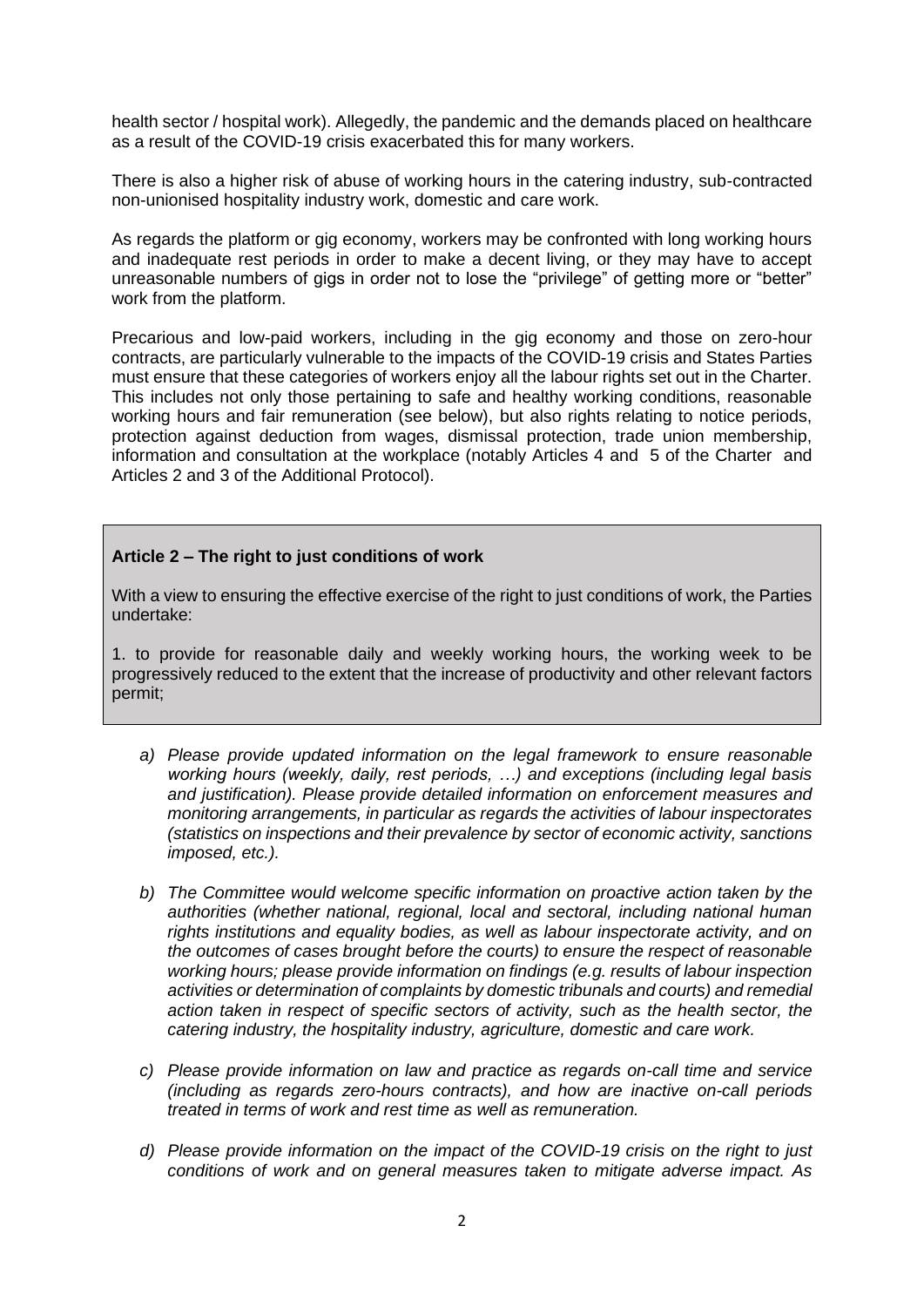health sector / hospital work). Allegedly, the pandemic and the demands placed on healthcare as a result of the COVID-19 crisis exacerbated this for many workers.

There is also a higher risk of abuse of working hours in the catering industry, sub-contracted non-unionised hospitality industry work, domestic and care work.

As regards the platform or gig economy, workers may be confronted with long working hours and inadequate rest periods in order to make a decent living, or they may have to accept unreasonable numbers of gigs in order not to lose the "privilege" of getting more or "better" work from the platform.

Precarious and low-paid workers, including in the gig economy and those on zero-hour contracts, are particularly vulnerable to the impacts of the COVID-19 crisis and States Parties must ensure that these categories of workers enjoy all the labour rights set out in the Charter. This includes not only those pertaining to safe and healthy working conditions, reasonable working hours and fair remuneration (see below), but also rights relating to notice periods, protection against deduction from wages, dismissal protection, trade union membership, information and consultation at the workplace (notably Articles 4 and 5 of the Charter and Articles 2 and 3 of the Additional Protocol).

**Article 2 – The right to just conditions of work**

With a view to ensuring the effective exercise of the right to just conditions of work, the Parties undertake:

1. to provide for reasonable daily and weekly working hours, the working week to be progressively reduced to the extent that the increase of productivity and other relevant factors permit;

a) *Please provide updated information on the legal framework to ensure reasonable working hours (weekly, daily, rest periods, …) and exceptions (including legal basis and justification). Please provide detailed information on enforcement measures and monitoring arrangements, in particular as regards the activities of labour inspectorates (statistics on inspections and their prevalence by sector of economic activity, sanctions imposed, etc.).*

b) *The Committee would welcome specific information on proactive action taken by the authorities (whether national, regional, local and sectoral, including national human rights institutions and equality bodies, as well as labour inspectorate activity, and on the outcomes of cases brought before the courts) to ensure the respect of reasonable working hours; please provide information on findings (e.g. results of labour inspection activities or determination of complaints by domestic tribunals and courts) and remedial action taken in respect of specific sectors of activity, such as the health sector, the catering industry, the hospitality industry, agriculture, domestic and care work.*

c) *Please provide information on law and practice as regards on-call time and service (including as regards zero-hours contracts), and how are inactive on-call periods treated in terms of work and rest time as well as remuneration.*

d) *Please provide information on the impact of the COVID-19 crisis on the right to just conditions of work and on general measures taken to mitigate adverse impact. As*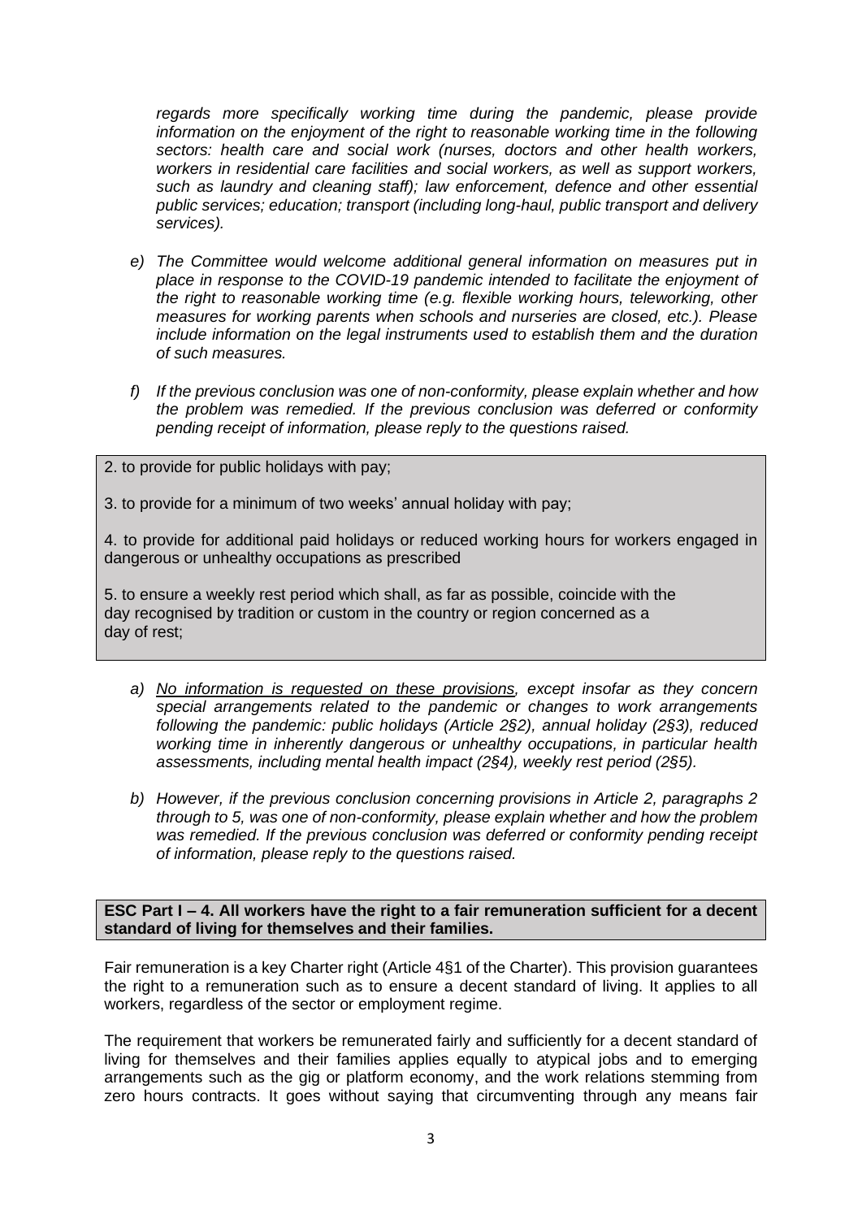*regards more specifically working time during the pandemic, please provide information on the enjoyment of the right to reasonable working time in the following sectors: health care and social work (nurses, doctors and other health workers, workers in residential care facilities and social workers, as well as support workers, such as laundry and cleaning staff); law enforcement, defence and other essential public services; education; transport (including long-haul, public transport and delivery services).*

*e) The Committee would welcome additional general information on measures put in place in response to the COVID-19 pandemic intended to facilitate the enjoyment of the right to reasonable working time (e.g. flexible working hours, teleworking, other measures for working parents when schools and nurseries are closed, etc.). Please include information on the legal instruments used to establish them and the duration of such measures.*

*f) If the previous conclusion was one of non-conformity, please explain whether and how the problem was remedied. If the previous conclusion was deferred or conformity pending receipt of information, please reply to the questions raised.*

2. to provide for public holidays with pay;

3. to provide for a minimum of two weeks' annual holiday with pay;

4. to provide for additional paid holidays or reduced working hours for workers engaged in dangerous or unhealthy occupations as prescribed

5. to ensure a weekly rest period which shall, as far as possible, coincide with the day recognised by tradition or custom in the country or region concerned as a day of rest;

*a) <u>No information is requested on these provisions</u>, except insofar as they concern special arrangements related to the pandemic or changes to work arrangements following the pandemic: public holidays (Article 2§2), annual holiday (2§3), reduced working time in inherently dangerous or unhealthy occupations, in particular health assessments, including mental health impact (2§4), weekly rest period (2§5).*

*b) However, if the previous conclusion concerning provisions in Article 2, paragraphs 2 through to 5, was one of non-conformity, please explain whether and how the problem was remedied. If the previous conclusion was deferred or conformity pending receipt of information, please reply to the questions raised.*

**ESC Part I – 4. All workers have the right to a fair remuneration sufficient for a decent standard of living for themselves and their families.**

Fair remuneration is a key Charter right (Article 4§1 of the Charter). This provision guarantees the right to a remuneration such as to ensure a decent standard of living. It applies to all workers, regardless of the sector or employment regime.

The requirement that workers be remunerated fairly and sufficiently for a decent standard of living for themselves and their families applies equally to atypical jobs and to emerging arrangements such as the gig or platform economy, and the work relations stemming from zero hours contracts. It goes without saying that circumventing through any means fair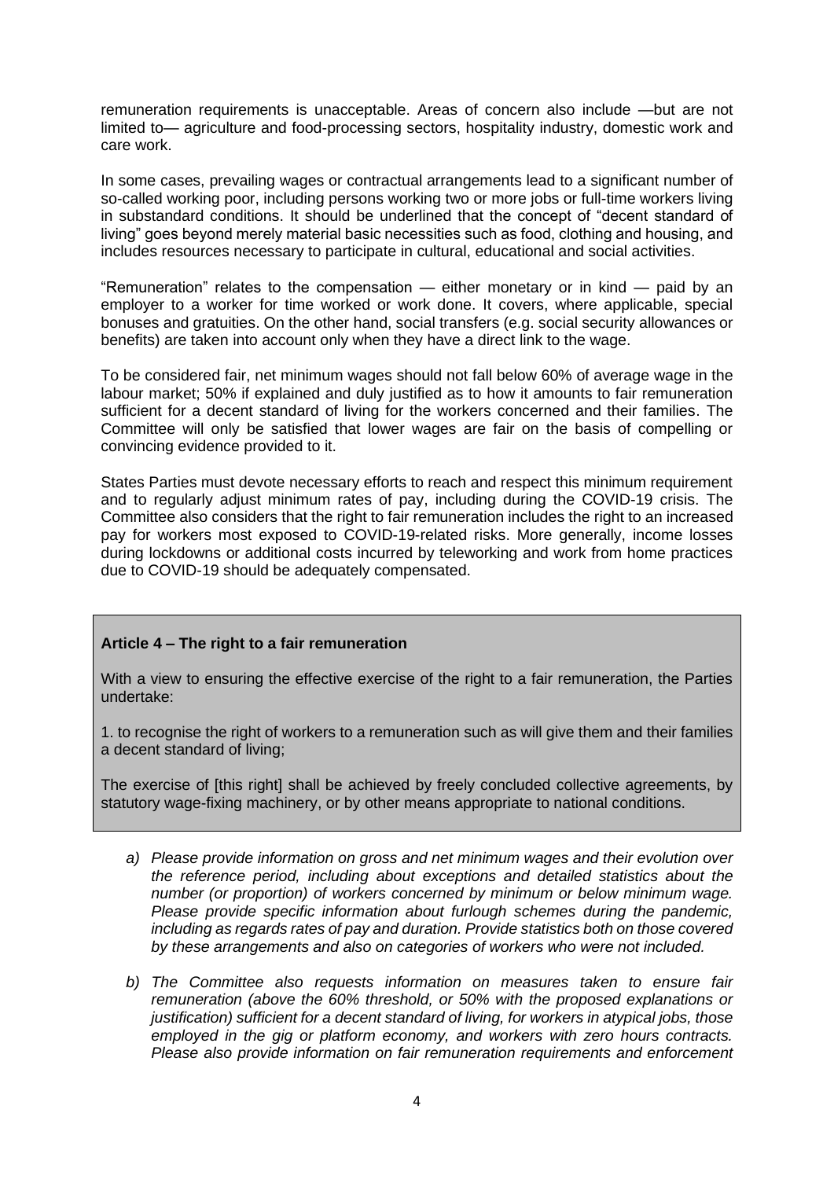remuneration requirements is unacceptable. Areas of concern also include —but are not limited to— agriculture and food-processing sectors, hospitality industry, domestic work and care work.

In some cases, prevailing wages or contractual arrangements lead to a significant number of so-called working poor, including persons working two or more jobs or full-time workers living in substandard conditions. It should be underlined that the concept of "decent standard of living" goes beyond merely material basic necessities such as food, clothing and housing, and includes resources necessary to participate in cultural, educational and social activities.

"Remuneration" relates to the compensation — either monetary or in kind — paid by an employer to a worker for time worked or work done. It covers, where applicable, special bonuses and gratuities. On the other hand, social transfers (e.g. social security allowances or benefits) are taken into account only when they have a direct link to the wage.

To be considered fair, net minimum wages should not fall below 60% of average wage in the labour market; 50% if explained and duly justified as to how it amounts to fair remuneration sufficient for a decent standard of living for the workers concerned and their families. The Committee will only be satisfied that lower wages are fair on the basis of compelling or convincing evidence provided to it.

States Parties must devote necessary efforts to reach and respect this minimum requirement and to regularly adjust minimum rates of pay, including during the COVID-19 crisis. The Committee also considers that the right to fair remuneration includes the right to an increased pay for workers most exposed to COVID-19-related risks. More generally, income losses during lockdowns or additional costs incurred by teleworking and work from home practices due to COVID-19 should be adequately compensated.

> **Article 4 – The right to a fair remuneration**
>
> With a view to ensuring the effective exercise of the right to a fair remuneration, the Parties undertake:
>
> 1. to recognise the right of workers to a remuneration such as will give them and their families a decent standard of living;
>
> The exercise of [this right] shall be achieved by freely concluded collective agreements, by statutory wage-fixing machinery, or by other means appropriate to national conditions.

a) *Please provide information on gross and net minimum wages and their evolution over the reference period, including about exceptions and detailed statistics about the number (or proportion) of workers concerned by minimum or below minimum wage. Please provide specific information about furlough schemes during the pandemic, including as regards rates of pay and duration. Provide statistics both on those covered by these arrangements and also on categories of workers who were not included.*

b) *The Committee also requests information on measures taken to ensure fair remuneration (above the 60% threshold, or 50% with the proposed explanations or justification) sufficient for a decent standard of living, for workers in atypical jobs, those employed in the gig or platform economy, and workers with zero hours contracts. Please also provide information on fair remuneration requirements and enforcement*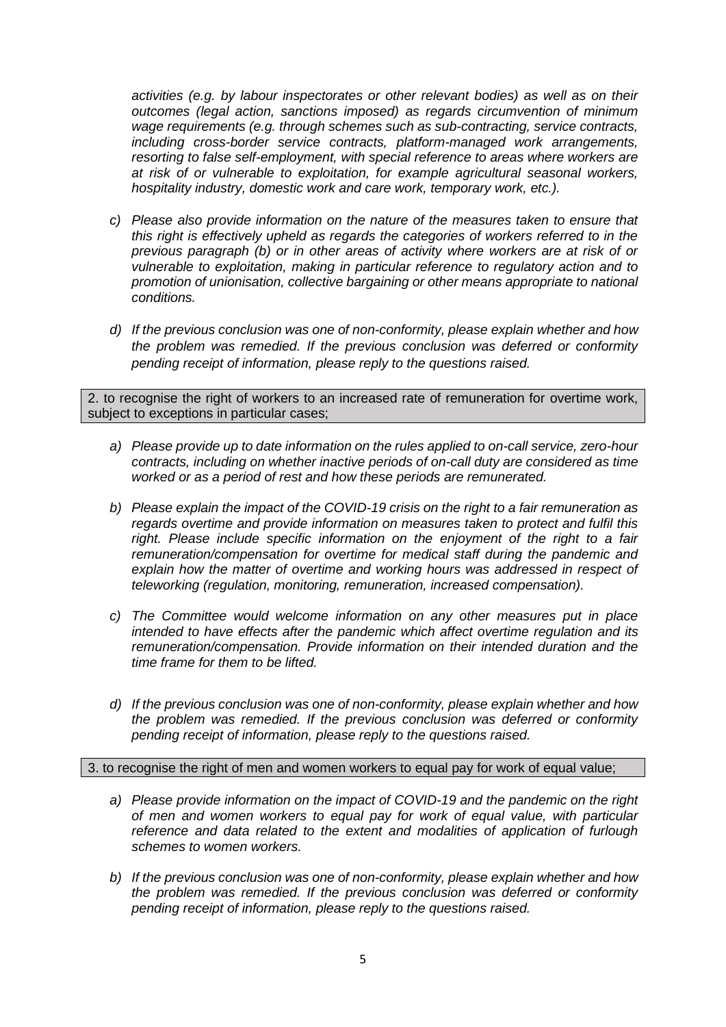*activities (e.g. by labour inspectorates or other relevant bodies) as well as on their outcomes (legal action, sanctions imposed) as regards circumvention of minimum wage requirements (e.g. through schemes such as sub-contracting, service contracts, including cross-border service contracts, platform-managed work arrangements, resorting to false self-employment, with special reference to areas where workers are at risk of or vulnerable to exploitation, for example agricultural seasonal workers, hospitality industry, domestic work and care work, temporary work, etc.).*

c) *Please also provide information on the nature of the measures taken to ensure that this right is effectively upheld as regards the categories of workers referred to in the previous paragraph (b) or in other areas of activity where workers are at risk of or vulnerable to exploitation, making in particular reference to regulatory action and to promotion of unionisation, collective bargaining or other means appropriate to national conditions.*

d) *If the previous conclusion was one of non-conformity, please explain whether and how the problem was remedied. If the previous conclusion was deferred or conformity pending receipt of information, please reply to the questions raised.*

2. to recognise the right of workers to an increased rate of remuneration for overtime work, subject to exceptions in particular cases;

a) *Please provide up to date information on the rules applied to on-call service, zero-hour contracts, including on whether inactive periods of on-call duty are considered as time worked or as a period of rest and how these periods are remunerated.*

b) *Please explain the impact of the COVID-19 crisis on the right to a fair remuneration as regards overtime and provide information on measures taken to protect and fulfil this right. Please include specific information on the enjoyment of the right to a fair remuneration/compensation for overtime for medical staff during the pandemic and explain how the matter of overtime and working hours was addressed in respect of teleworking (regulation, monitoring, remuneration, increased compensation).*

c) *The Committee would welcome information on any other measures put in place intended to have effects after the pandemic which affect overtime regulation and its remuneration/compensation. Provide information on their intended duration and the time frame for them to be lifted.*

d) *If the previous conclusion was one of non-conformity, please explain whether and how the problem was remedied. If the previous conclusion was deferred or conformity pending receipt of information, please reply to the questions raised.*

3. to recognise the right of men and women workers to equal pay for work of equal value;

a) *Please provide information on the impact of COVID-19 and the pandemic on the right of men and women workers to equal pay for work of equal value, with particular reference and data related to the extent and modalities of application of furlough schemes to women workers.*

b) *If the previous conclusion was one of non-conformity, please explain whether and how the problem was remedied. If the previous conclusion was deferred or conformity pending receipt of information, please reply to the questions raised.*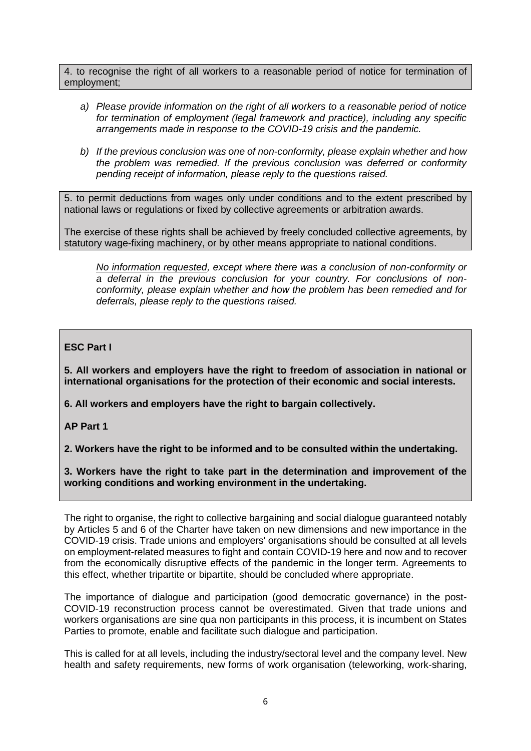4. to recognise the right of all workers to a reasonable period of notice for termination of employment;

a) *Please provide information on the right of all workers to a reasonable period of notice for termination of employment (legal framework and practice), including any specific arrangements made in response to the COVID-19 crisis and the pandemic.*

b) *If the previous conclusion was one of non-conformity, please explain whether and how the problem was remedied. If the previous conclusion was deferred or conformity pending receipt of information, please reply to the questions raised.*

5. to permit deductions from wages only under conditions and to the extent prescribed by national laws or regulations or fixed by collective agreements or arbitration awards.

The exercise of these rights shall be achieved by freely concluded collective agreements, by statutory wage-fixing machinery, or by other means appropriate to national conditions.

*No information requested, except where there was a conclusion of non-conformity or a deferral in the previous conclusion for your country. For conclusions of non-conformity, please explain whether and how the problem has been remedied and for deferrals, please reply to the questions raised.*

**ESC Part I**

**5. All workers and employers have the right to freedom of association in national or international organisations for the protection of their economic and social interests.**

**6. All workers and employers have the right to bargain collectively.**

**AP Part 1**

**2. Workers have the right to be informed and to be consulted within the undertaking.**

**3. Workers have the right to take part in the determination and improvement of the working conditions and working environment in the undertaking.**

The right to organise, the right to collective bargaining and social dialogue guaranteed notably by Articles 5 and 6 of the Charter have taken on new dimensions and new importance in the COVID-19 crisis. Trade unions and employers' organisations should be consulted at all levels on employment-related measures to fight and contain COVID-19 here and now and to recover from the economically disruptive effects of the pandemic in the longer term. Agreements to this effect, whether tripartite or bipartite, should be concluded where appropriate.

The importance of dialogue and participation (good democratic governance) in the post-COVID-19 reconstruction process cannot be overestimated. Given that trade unions and workers organisations are sine qua non participants in this process, it is incumbent on States Parties to promote, enable and facilitate such dialogue and participation.

This is called for at all levels, including the industry/sectoral level and the company level. New health and safety requirements, new forms of work organisation (teleworking, work-sharing,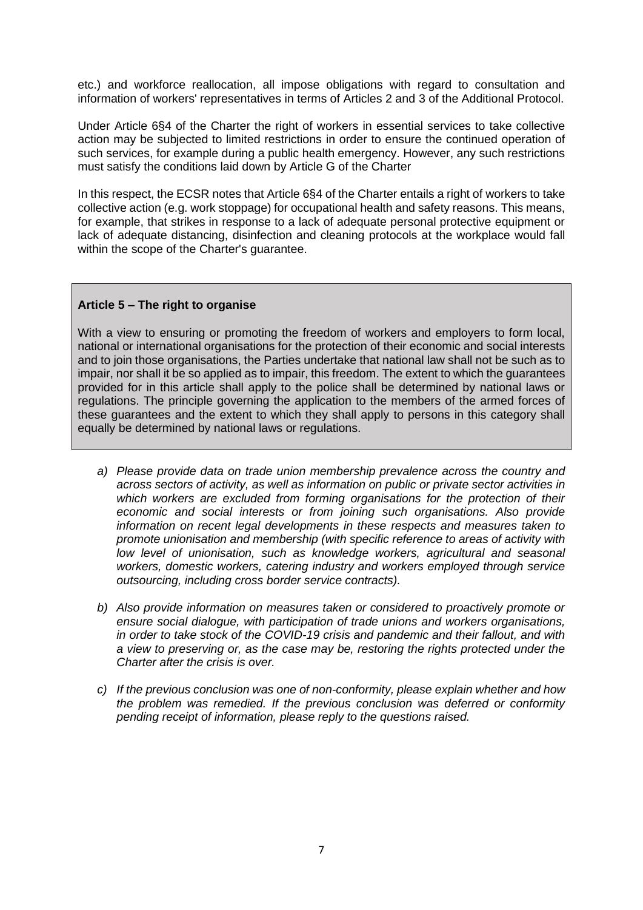etc.) and workforce reallocation, all impose obligations with regard to consultation and information of workers' representatives in terms of Articles 2 and 3 of the Additional Protocol.

Under Article 6§4 of the Charter the right of workers in essential services to take collective action may be subjected to limited restrictions in order to ensure the continued operation of such services, for example during a public health emergency. However, any such restrictions must satisfy the conditions laid down by Article G of the Charter

In this respect, the ECSR notes that Article 6§4 of the Charter entails a right of workers to take collective action (e.g. work stoppage) for occupational health and safety reasons. This means, for example, that strikes in response to a lack of adequate personal protective equipment or lack of adequate distancing, disinfection and cleaning protocols at the workplace would fall within the scope of the Charter's guarantee.

**Article 5 – The right to organise**

With a view to ensuring or promoting the freedom of workers and employers to form local, national or international organisations for the protection of their economic and social interests and to join those organisations, the Parties undertake that national law shall not be such as to impair, nor shall it be so applied as to impair, this freedom. The extent to which the guarantees provided for in this article shall apply to the police shall be determined by national laws or regulations. The principle governing the application to the members of the armed forces of these guarantees and the extent to which they shall apply to persons in this category shall equally be determined by national laws or regulations.

a) *Please provide data on trade union membership prevalence across the country and across sectors of activity, as well as information on public or private sector activities in which workers are excluded from forming organisations for the protection of their economic and social interests or from joining such organisations. Also provide information on recent legal developments in these respects and measures taken to promote unionisation and membership (with specific reference to areas of activity with low level of unionisation, such as knowledge workers, agricultural and seasonal workers, domestic workers, catering industry and workers employed through service outsourcing, including cross border service contracts).*

b) *Also provide information on measures taken or considered to proactively promote or ensure social dialogue, with participation of trade unions and workers organisations, in order to take stock of the COVID-19 crisis and pandemic and their fallout, and with a view to preserving or, as the case may be, restoring the rights protected under the Charter after the crisis is over.*

c) *If the previous conclusion was one of non-conformity, please explain whether and how the problem was remedied. If the previous conclusion was deferred or conformity pending receipt of information, please reply to the questions raised.*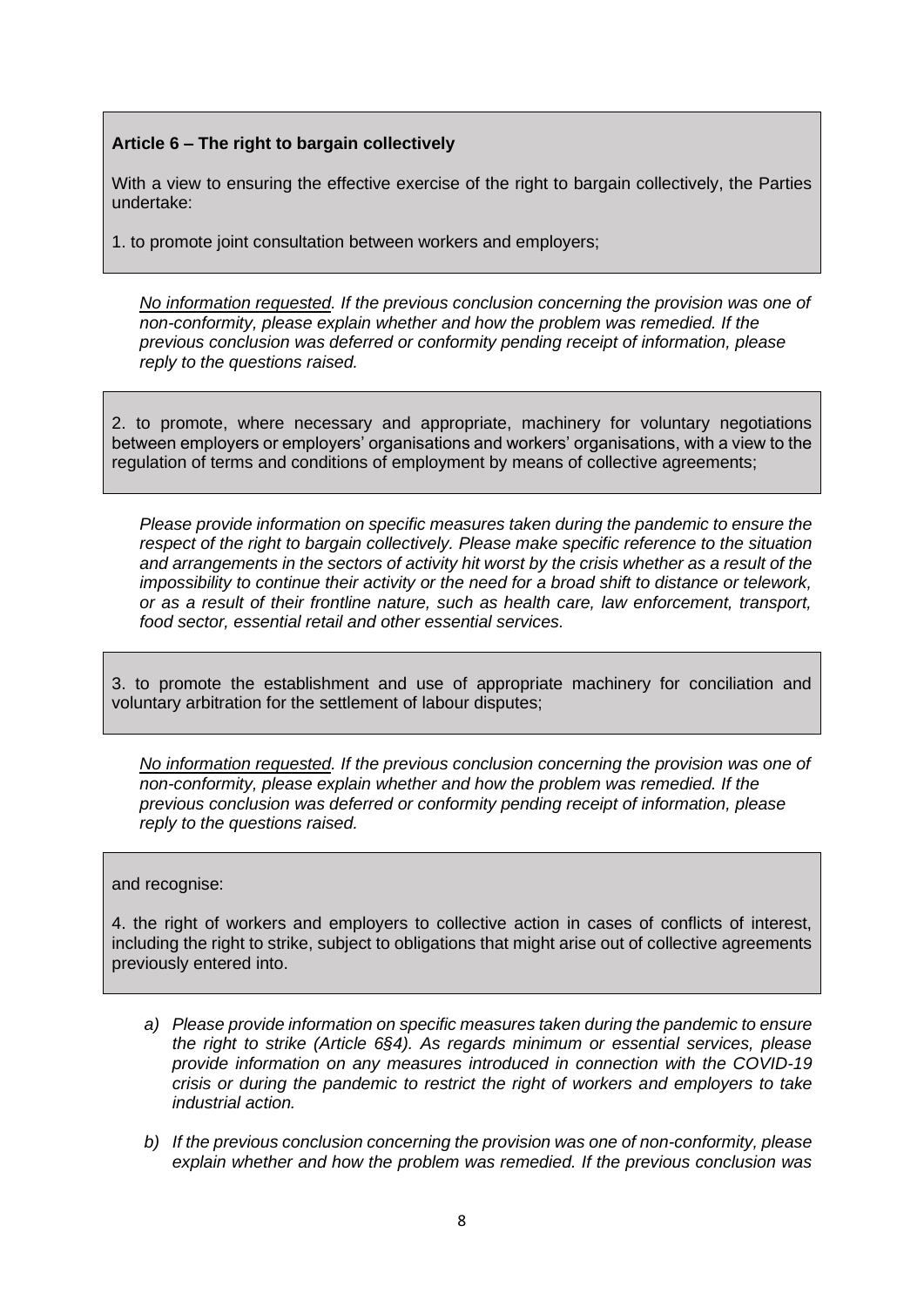**Article 6 – The right to bargain collectively**

With a view to ensuring the effective exercise of the right to bargain collectively, the Parties undertake:

1. to promote joint consultation between workers and employers;

*No information requested. If the previous conclusion concerning the provision was one of non-conformity, please explain whether and how the problem was remedied. If the previous conclusion was deferred or conformity pending receipt of information, please reply to the questions raised.*

2. to promote, where necessary and appropriate, machinery for voluntary negotiations between employers or employers' organisations and workers' organisations, with a view to the regulation of terms and conditions of employment by means of collective agreements;

*Please provide information on specific measures taken during the pandemic to ensure the respect of the right to bargain collectively. Please make specific reference to the situation and arrangements in the sectors of activity hit worst by the crisis whether as a result of the impossibility to continue their activity or the need for a broad shift to distance or telework, or as a result of their frontline nature, such as health care, law enforcement, transport, food sector, essential retail and other essential services.*

3. to promote the establishment and use of appropriate machinery for conciliation and voluntary arbitration for the settlement of labour disputes;

*No information requested. If the previous conclusion concerning the provision was one of non-conformity, please explain whether and how the problem was remedied. If the previous conclusion was deferred or conformity pending receipt of information, please reply to the questions raised.*

and recognise:

4. the right of workers and employers to collective action in cases of conflicts of interest, including the right to strike, subject to obligations that might arise out of collective agreements previously entered into.

*a) Please provide information on specific measures taken during the pandemic to ensure the right to strike (Article 6§4). As regards minimum or essential services, please provide information on any measures introduced in connection with the COVID-19 crisis or during the pandemic to restrict the right of workers and employers to take industrial action.*

*b) If the previous conclusion concerning the provision was one of non-conformity, please explain whether and how the problem was remedied. If the previous conclusion was*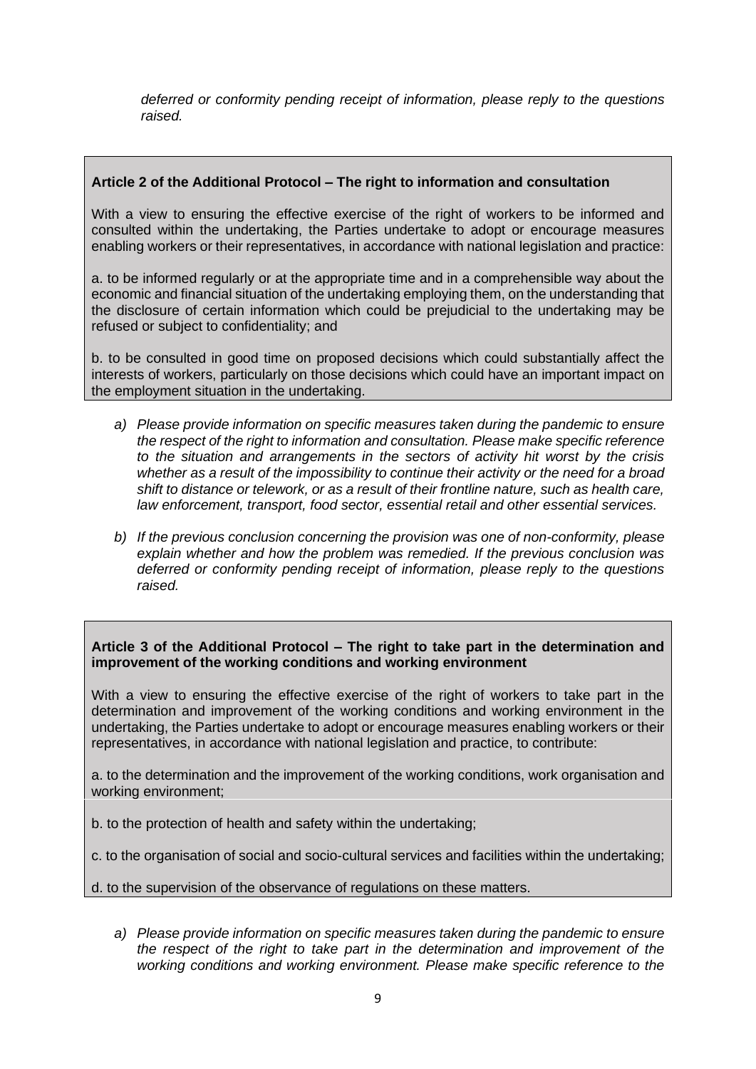*deferred or conformity pending receipt of information, please reply to the questions raised.*

**Article 2 of the Additional Protocol – The right to information and consultation**

With a view to ensuring the effective exercise of the right of workers to be informed and consulted within the undertaking, the Parties undertake to adopt or encourage measures enabling workers or their representatives, in accordance with national legislation and practice:

a. to be informed regularly or at the appropriate time and in a comprehensible way about the economic and financial situation of the undertaking employing them, on the understanding that the disclosure of certain information which could be prejudicial to the undertaking may be refused or subject to confidentiality; and

b. to be consulted in good time on proposed decisions which could substantially affect the interests of workers, particularly on those decisions which could have an important impact on the employment situation in the undertaking.

a) *Please provide information on specific measures taken during the pandemic to ensure the respect of the right to information and consultation. Please make specific reference to the situation and arrangements in the sectors of activity hit worst by the crisis whether as a result of the impossibility to continue their activity or the need for a broad shift to distance or telework, or as a result of their frontline nature, such as health care, law enforcement, transport, food sector, essential retail and other essential services.*

b) *If the previous conclusion concerning the provision was one of non-conformity, please explain whether and how the problem was remedied. If the previous conclusion was deferred or conformity pending receipt of information, please reply to the questions raised.*

**Article 3 of the Additional Protocol – The right to take part in the determination and improvement of the working conditions and working environment**

With a view to ensuring the effective exercise of the right of workers to take part in the determination and improvement of the working conditions and working environment in the undertaking, the Parties undertake to adopt or encourage measures enabling workers or their representatives, in accordance with national legislation and practice, to contribute:

a. to the determination and the improvement of the working conditions, work organisation and working environment;

b. to the protection of health and safety within the undertaking;

c. to the organisation of social and socio-cultural services and facilities within the undertaking;

d. to the supervision of the observance of regulations on these matters.

a) *Please provide information on specific measures taken during the pandemic to ensure the respect of the right to take part in the determination and improvement of the working conditions and working environment. Please make specific reference to the*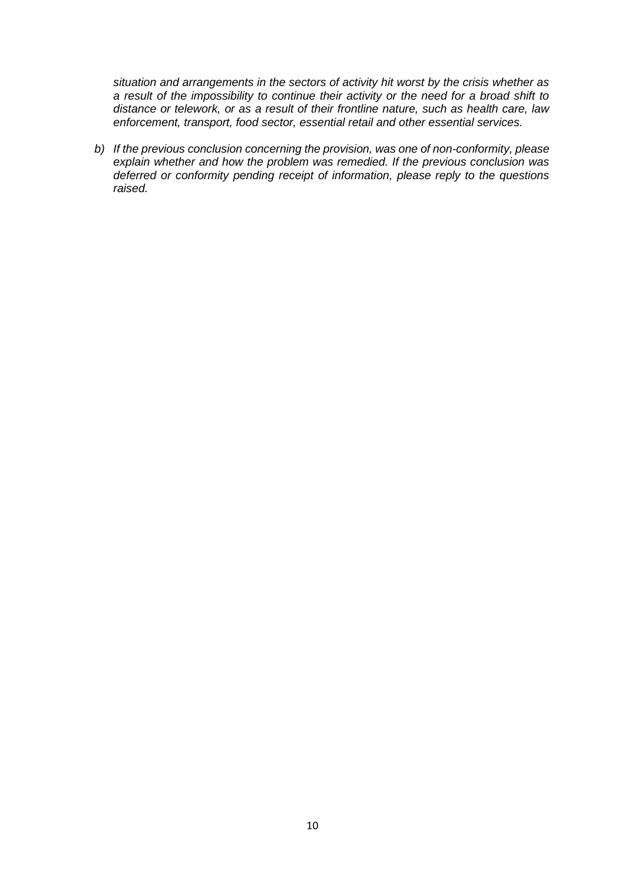*situation and arrangements in the sectors of activity hit worst by the crisis whether as a result of the impossibility to continue their activity or the need for a broad shift to distance or telework, or as a result of their frontline nature, such as health care, law enforcement, transport, food sector, essential retail and other essential services.*

*b) If the previous conclusion concerning the provision, was one of non-conformity, please explain whether and how the problem was remedied. If the previous conclusion was deferred or conformity pending receipt of information, please reply to the questions raised.*